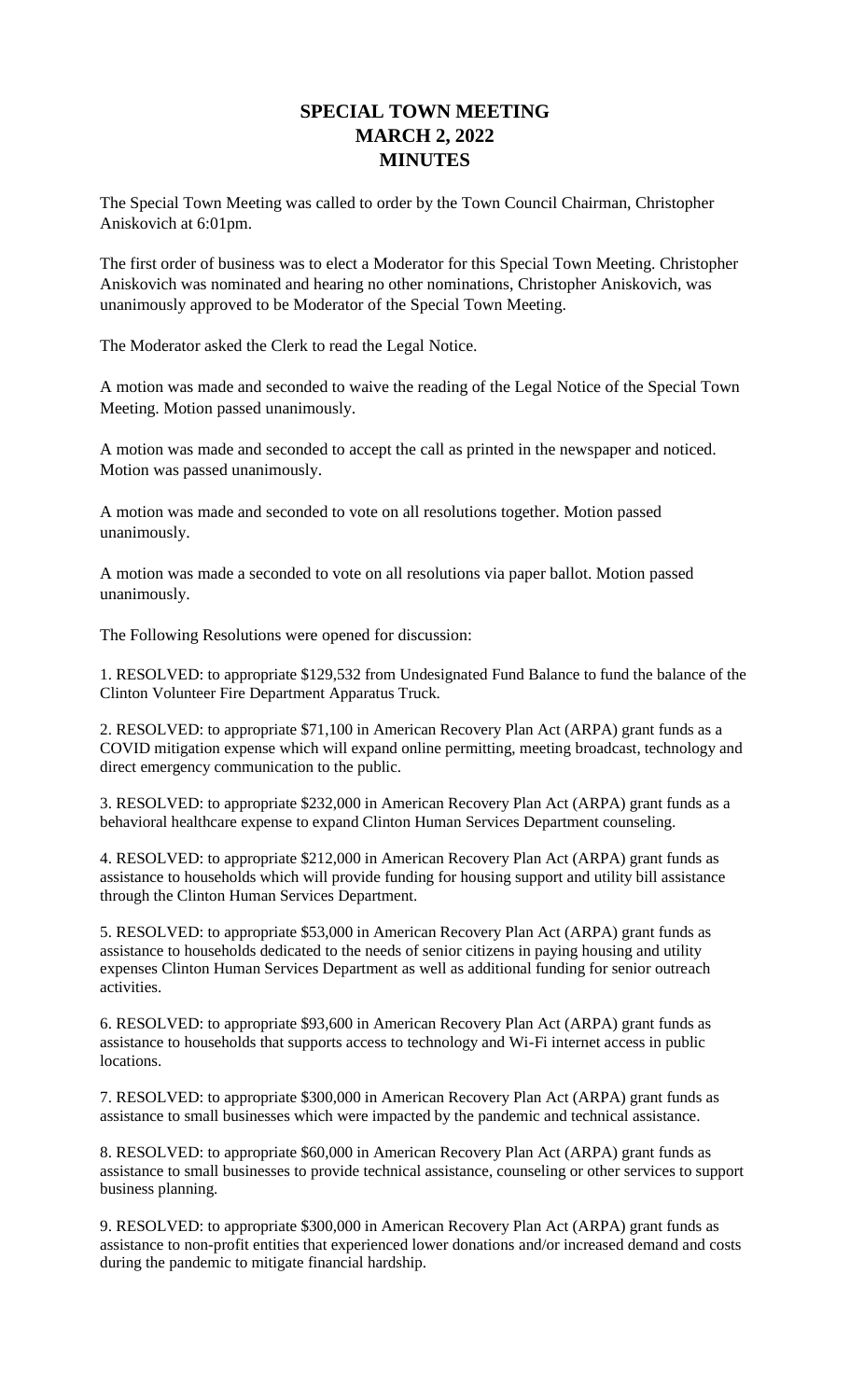# SPECIAL TOWN MEETING
# MARCH 2, 2022
# MINUTES

The Special Town Meeting was called to order by the Town Council Chairman, Christopher Aniskovich at 6:01pm.

The first order of business was to elect a Moderator for this Special Town Meeting. Christopher Aniskovich was nominated and hearing no other nominations, Christopher Aniskovich, was unanimously approved to be Moderator of the Special Town Meeting.

The Moderator asked the Clerk to read the Legal Notice.

A motion was made and seconded to waive the reading of the Legal Notice of the Special Town Meeting. Motion passed unanimously.

A motion was made and seconded to accept the call as printed in the newspaper and noticed. Motion was passed unanimously.

A motion was made and seconded to vote on all resolutions together. Motion passed unanimously.

A motion was made a seconded to vote on all resolutions via paper ballot. Motion passed unanimously.

The Following Resolutions were opened for discussion:

1. RESOLVED: to appropriate $129,532 from Undesignated Fund Balance to fund the balance of the Clinton Volunteer Fire Department Apparatus Truck.

2. RESOLVED: to appropriate $71,100 in American Recovery Plan Act (ARPA) grant funds as a COVID mitigation expense which will expand online permitting, meeting broadcast, technology and direct emergency communication to the public.

3. RESOLVED: to appropriate $232,000 in American Recovery Plan Act (ARPA) grant funds as a behavioral healthcare expense to expand Clinton Human Services Department counseling.

4. RESOLVED: to appropriate $212,000 in American Recovery Plan Act (ARPA) grant funds as assistance to households which will provide funding for housing support and utility bill assistance through the Clinton Human Services Department.

5. RESOLVED: to appropriate $53,000 in American Recovery Plan Act (ARPA) grant funds as assistance to households dedicated to the needs of senior citizens in paying housing and utility expenses Clinton Human Services Department as well as additional funding for senior outreach activities.

6. RESOLVED: to appropriate $93,600 in American Recovery Plan Act (ARPA) grant funds as assistance to households that supports access to technology and Wi-Fi internet access in public locations.

7. RESOLVED: to appropriate $300,000 in American Recovery Plan Act (ARPA) grant funds as assistance to small businesses which were impacted by the pandemic and technical assistance.

8. RESOLVED: to appropriate $60,000 in American Recovery Plan Act (ARPA) grant funds as assistance to small businesses to provide technical assistance, counseling or other services to support business planning.

9. RESOLVED: to appropriate $300,000 in American Recovery Plan Act (ARPA) grant funds as assistance to non-profit entities that experienced lower donations and/or increased demand and costs during the pandemic to mitigate financial hardship.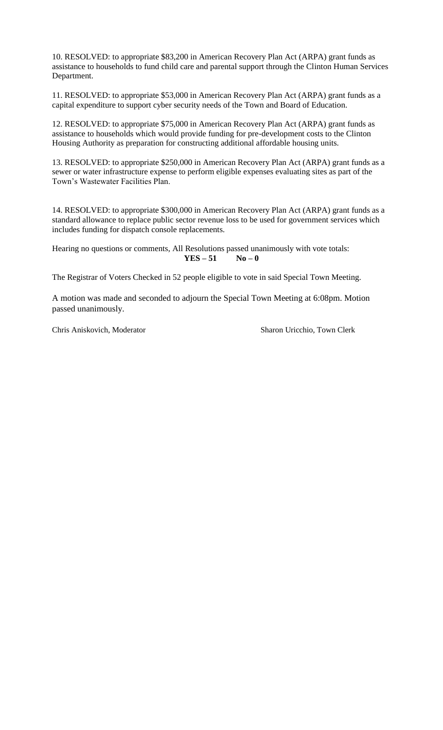10. RESOLVED: to appropriate $83,200 in American Recovery Plan Act (ARPA) grant funds as assistance to households to fund child care and parental support through the Clinton Human Services Department.

11. RESOLVED: to appropriate $53,000 in American Recovery Plan Act (ARPA) grant funds as a capital expenditure to support cyber security needs of the Town and Board of Education.

12. RESOLVED: to appropriate $75,000 in American Recovery Plan Act (ARPA) grant funds as assistance to households which would provide funding for pre-development costs to the Clinton Housing Authority as preparation for constructing additional affordable housing units.

13. RESOLVED: to appropriate $250,000 in American Recovery Plan Act (ARPA) grant funds as a sewer or water infrastructure expense to perform eligible expenses evaluating sites as part of the Town's Wastewater Facilities Plan.

14. RESOLVED: to appropriate $300,000 in American Recovery Plan Act (ARPA) grant funds as a standard allowance to replace public sector revenue loss to be used for government services which includes funding for dispatch console replacements.

Hearing no questions or comments, All Resolutions passed unanimously with vote totals:

**YES – 51 No – 0**

The Registrar of Voters Checked in 52 people eligible to vote in said Special Town Meeting.

A motion was made and seconded to adjourn the Special Town Meeting at 6:08pm. Motion passed unanimously.

Chris Aniskovich, Moderator

Sharon Uricchio, Town Clerk